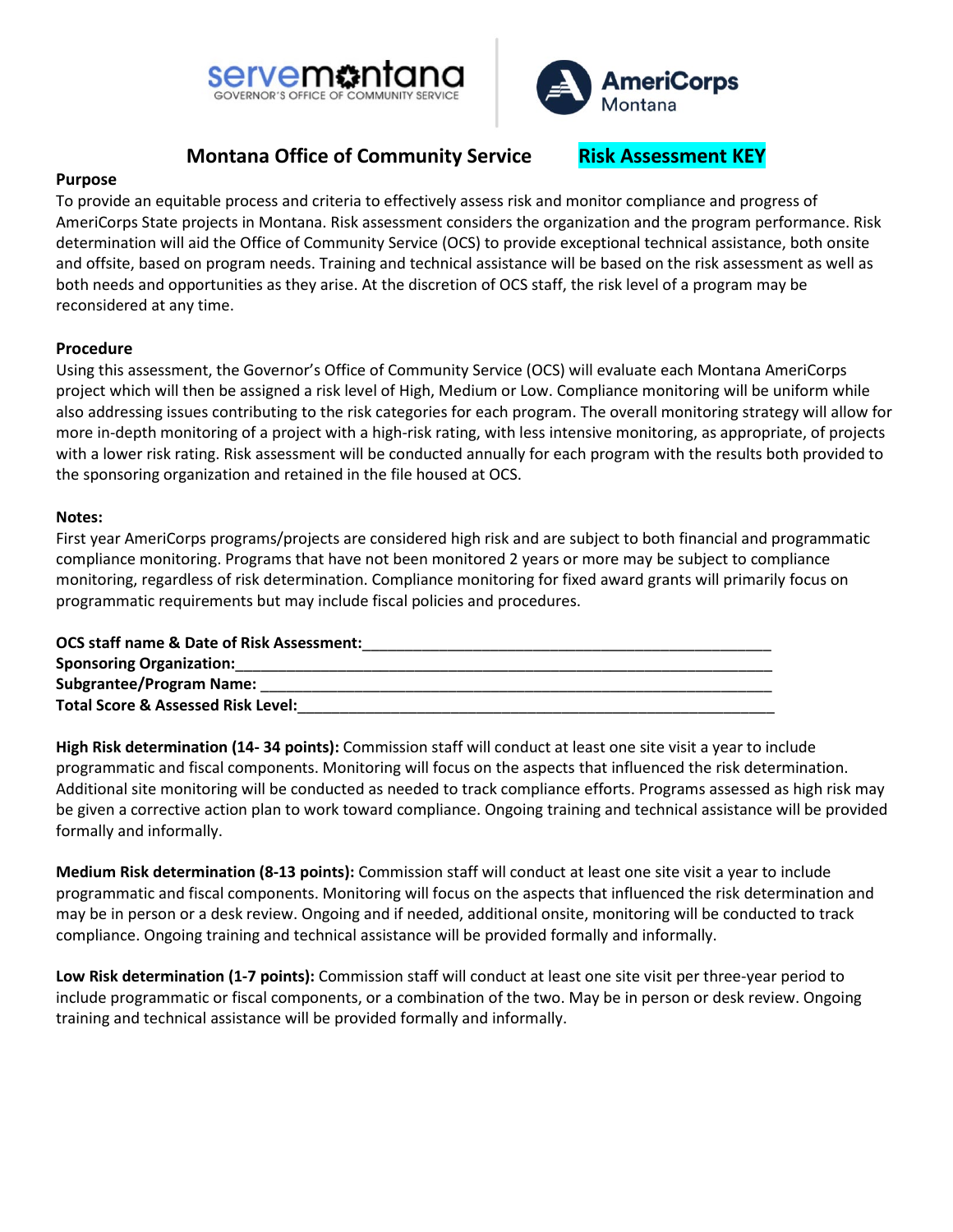# Montana Office of Community Service    Risk Assessment KEY

**Purpose**

To provide an equitable process and criteria to effectively assess risk and monitor compliance and progress of AmeriCorps State projects in Montana. Risk assessment considers the organization and the program performance. Risk determination will aid the Office of Community Service (OCS) to provide exceptional technical assistance, both onsite and offsite, based on program needs. Training and technical assistance will be based on the risk assessment as well as both needs and opportunities as they arise. At the discretion of OCS staff, the risk level of a program may be reconsidered at any time.

**Procedure**

Using this assessment, the Governor's Office of Community Service (OCS) will evaluate each Montana AmeriCorps project which will then be assigned a risk level of High, Medium or Low. Compliance monitoring will be uniform while also addressing issues contributing to the risk categories for each program. The overall monitoring strategy will allow for more in-depth monitoring of a project with a high-risk rating, with less intensive monitoring, as appropriate, of projects with a lower risk rating. Risk assessment will be conducted annually for each program with the results both provided to the sponsoring organization and retained in the file housed at OCS.

**Notes:**

First year AmeriCorps programs/projects are considered high risk and are subject to both financial and programmatic compliance monitoring. Programs that have not been monitored 2 years or more may be subject to compliance monitoring, regardless of risk determination. Compliance monitoring for fixed award grants will primarily focus on programmatic requirements but may include fiscal policies and procedures.

**OCS staff name & Date of Risk Assessment:**_______________________________________________
**Sponsoring Organization:**_______________________________________________________________
**Subgrantee/Program Name:** _______________________________________________________________
**Total Score & Assessed Risk Level:**_________________________________________________________

**High Risk determination (14- 34 points):** Commission staff will conduct at least one site visit a year to include programmatic and fiscal components. Monitoring will focus on the aspects that influenced the risk determination. Additional site monitoring will be conducted as needed to track compliance efforts. Programs assessed as high risk may be given a corrective action plan to work toward compliance. Ongoing training and technical assistance will be provided formally and informally.

**Medium Risk determination (8-13 points):** Commission staff will conduct at least one site visit a year to include programmatic and fiscal components. Monitoring will focus on the aspects that influenced the risk determination and may be in person or a desk review. Ongoing and if needed, additional onsite, monitoring will be conducted to track compliance. Ongoing training and technical assistance will be provided formally and informally.

**Low Risk determination (1-7 points):** Commission staff will conduct at least one site visit per three-year period to include programmatic or fiscal components, or a combination of the two. May be in person or desk review. Ongoing training and technical assistance will be provided formally and informally.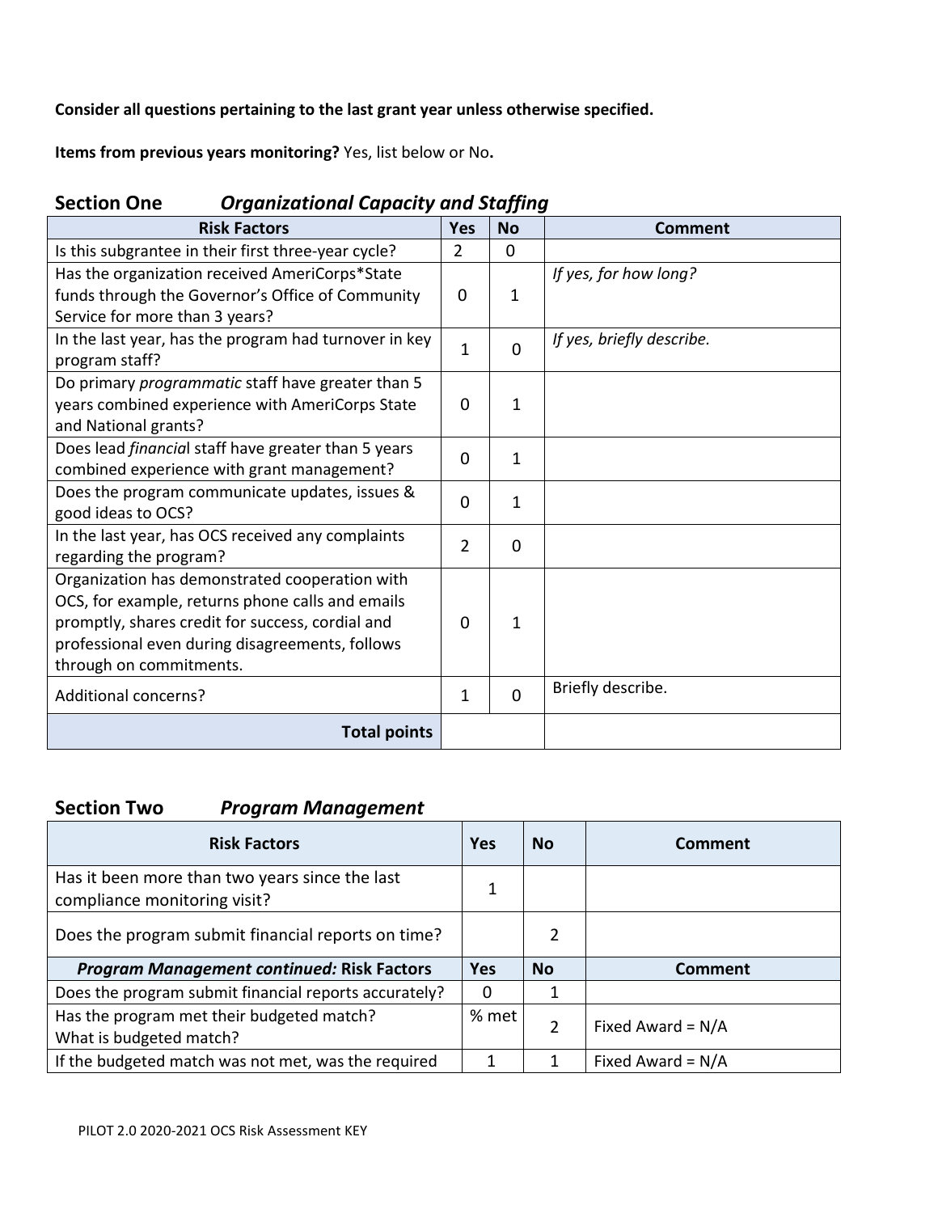**Consider all questions pertaining to the last grant year unless otherwise specified.**

**Items from previous years monitoring?** Yes, list below or No**.**

## Section One *Organizational Capacity and Staffing*

| Risk Factors | Yes | No | Comment |
|---|---|---|---|
| Is this subgrantee in their first three-year cycle? | 2 | 0 | |
| Has the organization received AmeriCorps*State funds through the Governor's Office of Community Service for more than 3 years? | 0 | 1 | *If yes, for how long?* |
| In the last year, has the program had turnover in key program staff? | 1 | 0 | *If yes, briefly describe.* |
| Do primary *programmatic* staff have greater than 5 years combined experience with AmeriCorps State and National grants? | 0 | 1 | |
| Does lead *financia*l staff have greater than 5 years combined experience with grant management? | 0 | 1 | |
| Does the program communicate updates, issues & good ideas to OCS? | 0 | 1 | |
| In the last year, has OCS received any complaints regarding the program? | 2 | 0 | |
| Organization has demonstrated cooperation with OCS, for example, returns phone calls and emails promptly, shares credit for success, cordial and professional even during disagreements, follows through on commitments. | 0 | 1 | |
| Additional concerns? | 1 | 0 | Briefly describe. |
| **Total points** | | | |

## Section Two *Program Management*

| Risk Factors | Yes | No | Comment |
|---|---|---|---|
| Has it been more than two years since the last compliance monitoring visit? | 1 | | |
| Does the program submit financial reports on time? | | 2 | |
| ***Program Management continued:*** **Risk Factors** | **Yes** | **No** | **Comment** |
| Does the program submit financial reports accurately? | 0 | 1 | |
| Has the program met their budgeted match?<br>What is budgeted match? | % met | 2 | Fixed Award = N/A |
| If the budgeted match was not met, was the required | 1 | 1 | Fixed Award = N/A |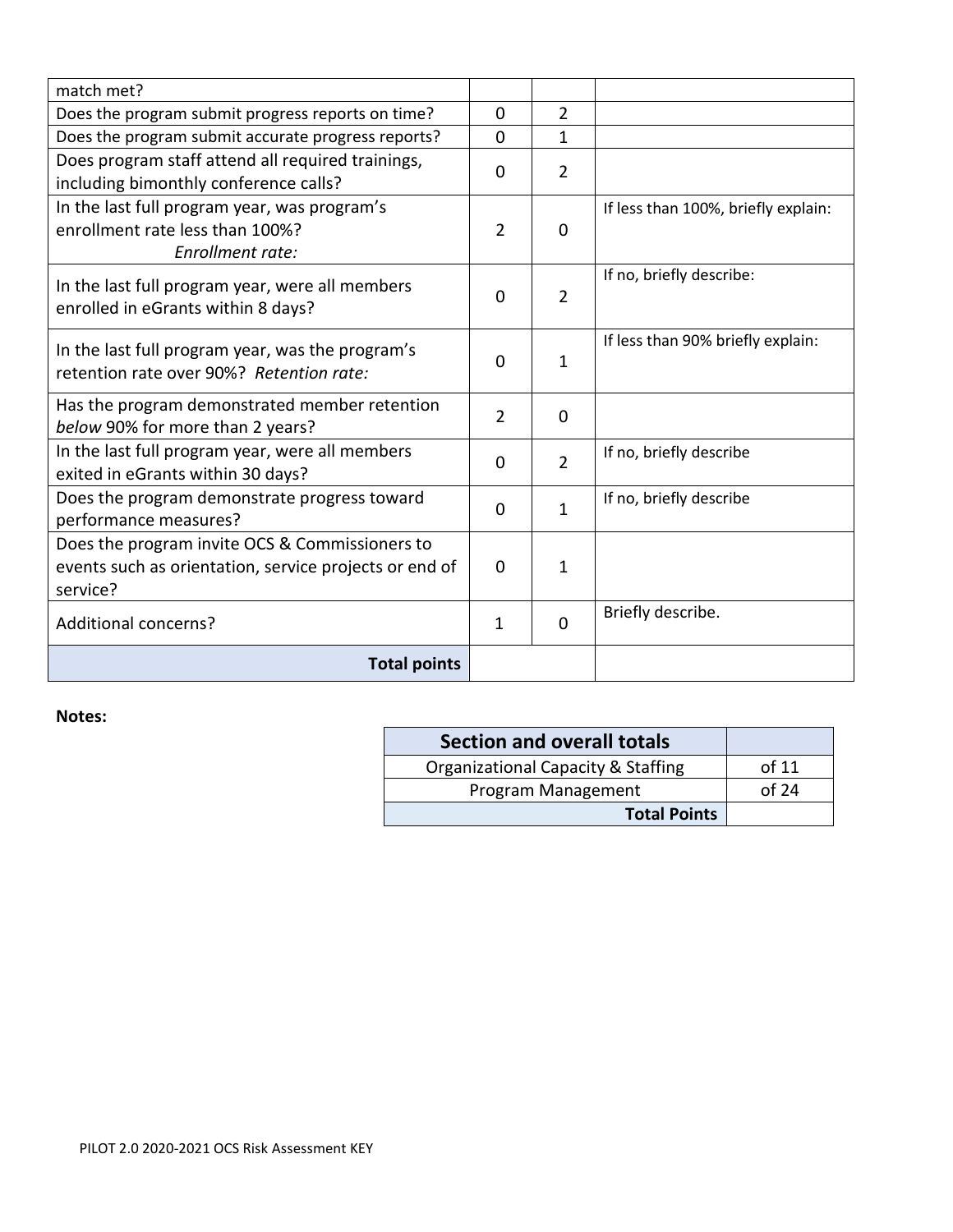| | | | |
|---|---|---|---|
| match met? | | | |
| Does the program submit progress reports on time? | 0 | 2 | |
| Does the program submit accurate progress reports? | 0 | 1 | |
| Does program staff attend all required trainings, including bimonthly conference calls? | 0 | 2 | |
| In the last full program year, was program's enrollment rate less than 100%? *Enrollment rate:* | 2 | 0 | If less than 100%, briefly explain: |
| In the last full program year, were all members enrolled in eGrants within 8 days? | 0 | 2 | If no, briefly describe: |
| In the last full program year, was the program's retention rate over 90%? *Retention rate:* | 0 | 1 | If less than 90% briefly explain: |
| Has the program demonstrated member retention *below* 90% for more than 2 years? | 2 | 0 | |
| In the last full program year, were all members exited in eGrants within 30 days? | 0 | 2 | If no, briefly describe |
| Does the program demonstrate progress toward performance measures? | 0 | 1 | If no, briefly describe |
| Does the program invite OCS & Commissioners to events such as orientation, service projects or end of service? | 0 | 1 | |
| Additional concerns? | 1 | 0 | Briefly describe. |
| **Total points** | | | |

**Notes:**

| **Section and overall totals** | |
|---|---|
| Organizational Capacity & Staffing | of 11 |
| Program Management | of 24 |
| **Total Points** | |